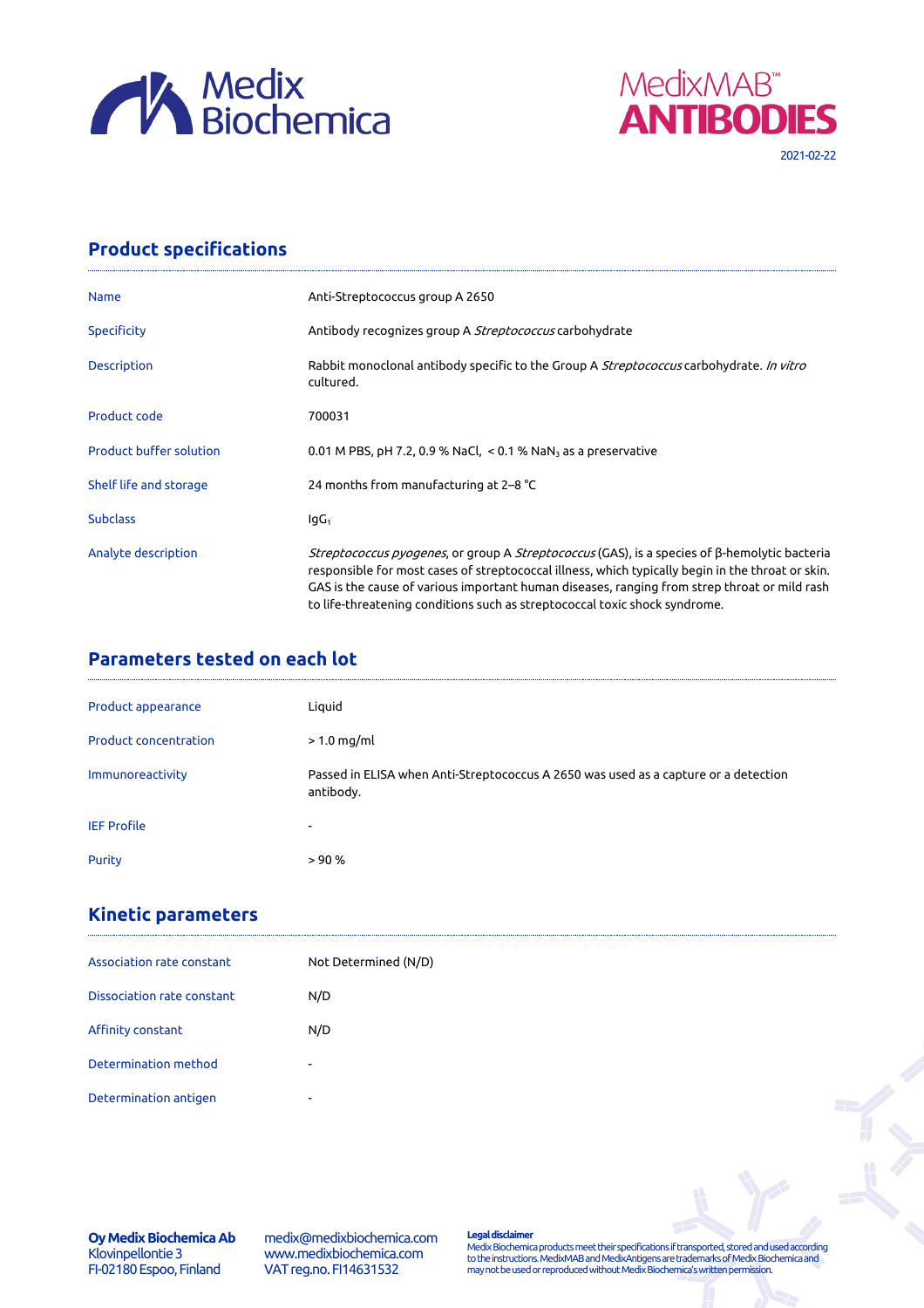Medix Biochemica

MedixMAB™ ANTIBODIES

2021-02-22

## Product specifications

| | |
|---|---|
| Name | Anti-Streptococcus group A 2650 |
| Specificity | Antibody recognizes group A *Streptococcus* carbohydrate |
| Description | Rabbit monoclonal antibody specific to the Group A *Streptococcus* carbohydrate. *In vitro* cultured. |
| Product code | 700031 |
| Product buffer solution | 0.01 M PBS, pH 7.2, 0.9 % NaCl, < 0.1 % $NaN_3$ as a preservative |
| Shelf life and storage | 24 months from manufacturing at 2–8 °C |
| Subclass | $IgG_1$ |
| Analyte description | *Streptococcus pyogenes*, or group A *Streptococcus* (GAS), is a species of β-hemolytic bacteria responsible for most cases of streptococcal illness, which typically begin in the throat or skin. GAS is the cause of various important human diseases, ranging from strep throat or mild rash to life-threatening conditions such as streptococcal toxic shock syndrome. |

## Parameters tested on each lot

| | |
|---|---|
| Product appearance | Liquid |
| Product concentration | > 1.0 mg/ml |
| Immunoreactivity | Passed in ELISA when Anti-Streptococcus A 2650 was used as a capture or a detection antibody. |
| IEF Profile | - |
| Purity | > 90 % |

## Kinetic parameters

| | |
|---|---|
| Association rate constant | Not Determined (N/D) |
| Dissociation rate constant | N/D |
| Affinity constant | N/D |
| Determination method | - |
| Determination antigen | - |

**Oy Medix Biochemica Ab**
Klovinpellontie 3
FI-02180 Espoo, Finland

medix@medixbiochemica.com
www.medixbiochemica.com
VAT reg.no. FI14631532

**Legal disclaimer**
Medix Biochemica products meet their specifications if transported, stored and used according to the instructions. MedixMAB and MedixAntigens are trademarks of Medix Biochemica and may not be used or reproduced without Medix Biochemica's written permission.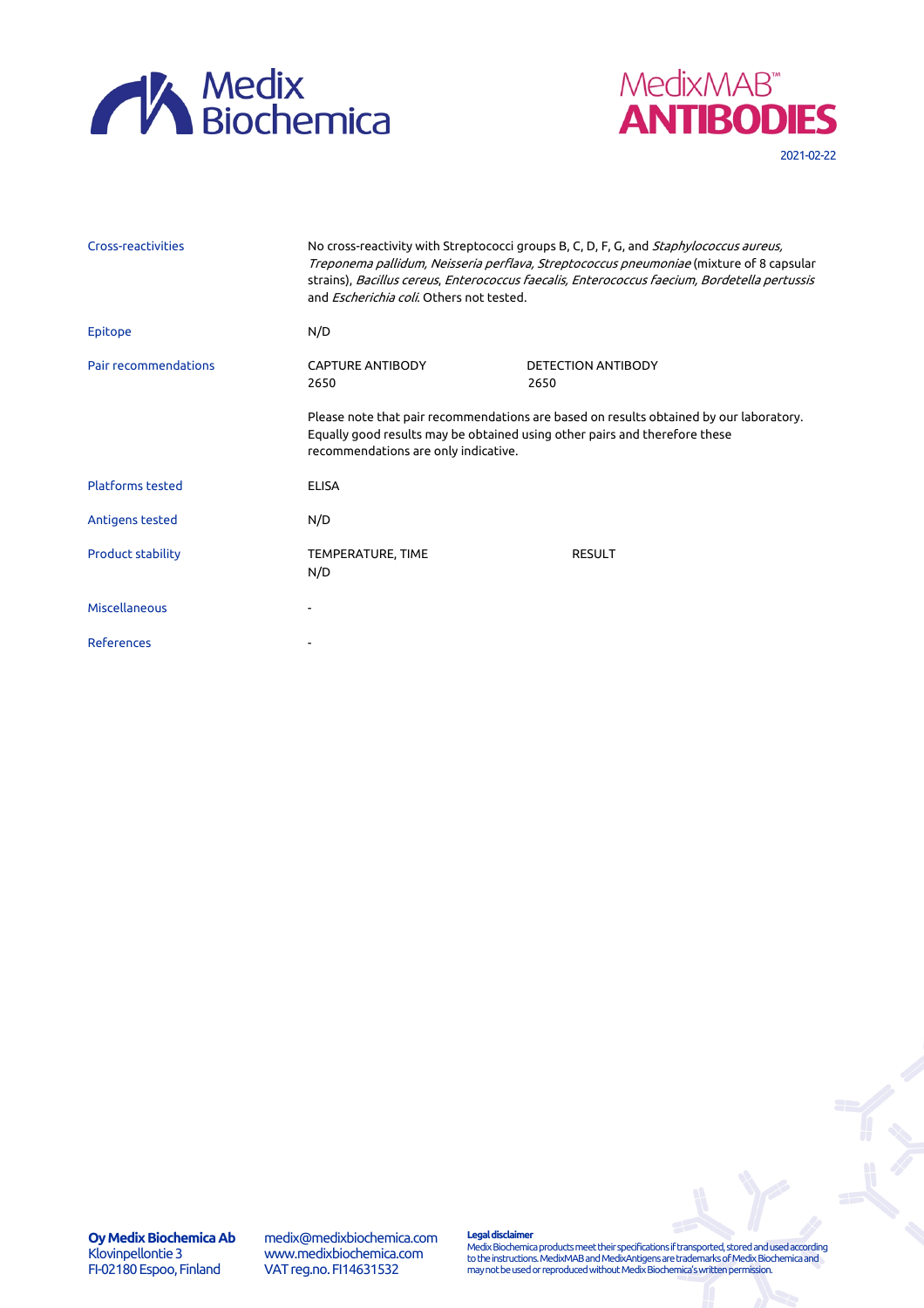| | | |
|---|---|---|
| Cross-reactivities | No cross-reactivity with Streptococci groups B, C, D, F, G, and *Staphylococcus aureus, Treponema pallidum, Neisseria perflava, Streptococcus pneumoniae* (mixture of 8 capsular strains), *Bacillus cereus, Enterococcus faecalis, Enterococcus faecium, Bordetella pertussis* and *Escherichia coli*. Others not tested. | |
| Epitope | N/D | |
| Pair recommendations | CAPTURE ANTIBODY<br>2650 | DETECTION ANTIBODY<br>2650 |
| | Please note that pair recommendations are based on results obtained by our laboratory. Equally good results may be obtained using other pairs and therefore these recommendations are only indicative. | |
| Platforms tested | ELISA | |
| Antigens tested | N/D | |
| Product stability | TEMPERATURE, TIME<br>N/D | RESULT |
| Miscellaneous | - | |
| References | - | |

**Oy Medix Biochemica Ab**
Klovinpellontie 3
FI-02180 Espoo, Finland

medix@medixbiochemica.com
www.medixbiochemica.com
VAT reg.no. FI14631532

**Legal disclaimer**
Medix Biochemica products meet their specifications if transported, stored and used according to the instructions. MedixMAB and MedixAntigens are trademarks of Medix Biochemica and may not be used or reproduced without Medix Biochemica's written permission.